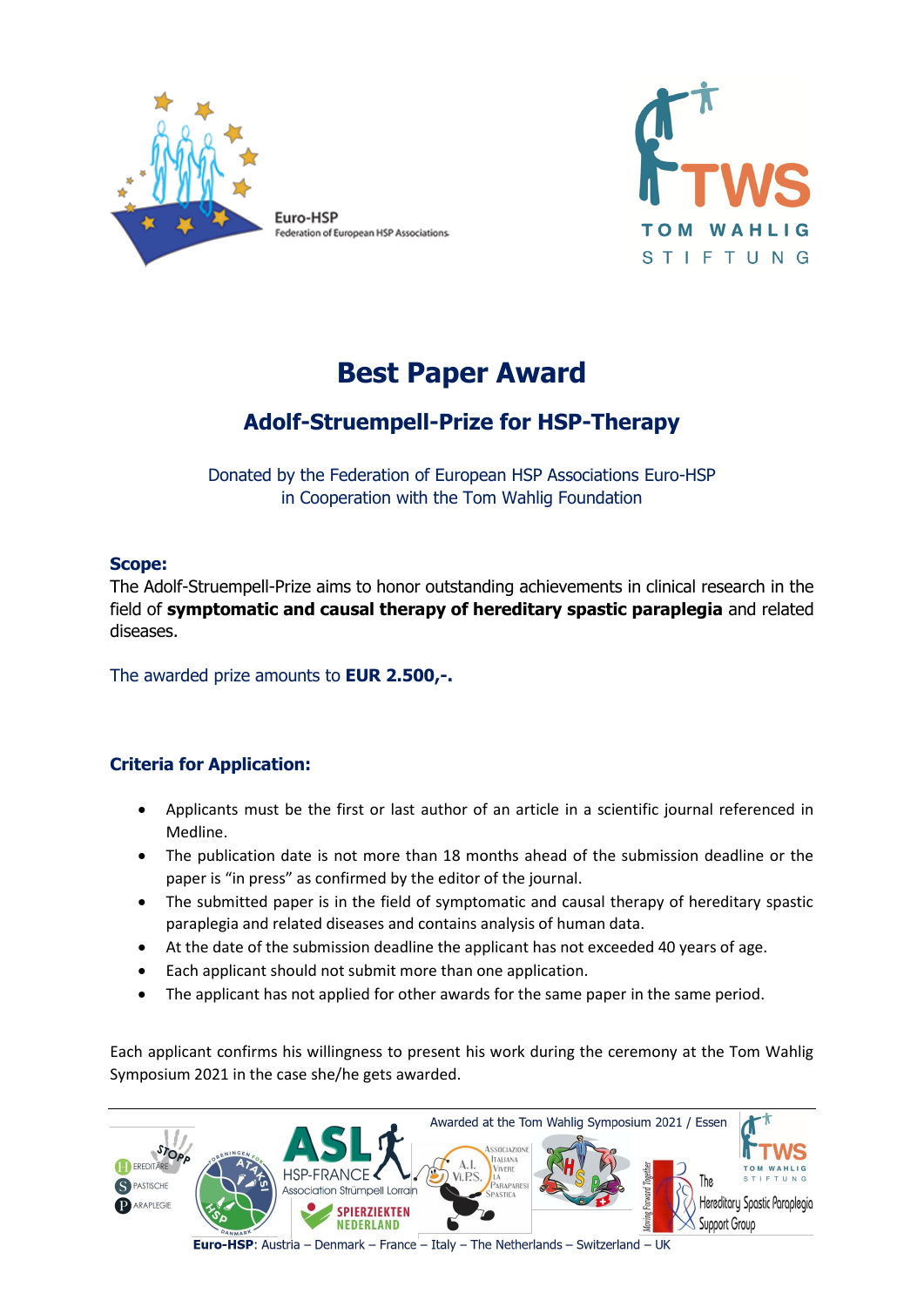Euro-HSP
Federation of European HSP Associations

TWS
TOM WAHLIG
STIFTUNG

# Best Paper Award

## Adolf-Struempell-Prize for HSP-Therapy

Donated by the Federation of European HSP Associations Euro-HSP
in Cooperation with the Tom Wahlig Foundation

### Scope:

The Adolf-Struempell-Prize aims to honor outstanding achievements in clinical research in the field of **symptomatic and causal therapy of hereditary spastic paraplegia** and related diseases.

The awarded prize amounts to **EUR 2.500,-.**

### Criteria for Application:

- Applicants must be the first or last author of an article in a scientific journal referenced in Medline.
- The publication date is not more than 18 months ahead of the submission deadline or the paper is "in press" as confirmed by the editor of the journal.
- The submitted paper is in the field of symptomatic and causal therapy of hereditary spastic paraplegia and related diseases and contains analysis of human data.
- At the date of the submission deadline the applicant has not exceeded 40 years of age.
- Each applicant should not submit more than one application.
- The applicant has not applied for other awards for the same paper in the same period.

Each applicant confirms his willingness to present his work during the ceremony at the Tom Wahlig Symposium 2021 in the case she/he gets awarded.

Awarded at the Tom Wahlig Symposium 2021 / Essen

**Euro-HSP**: Austria – Denmark – France – Italy – The Netherlands – Switzerland – UK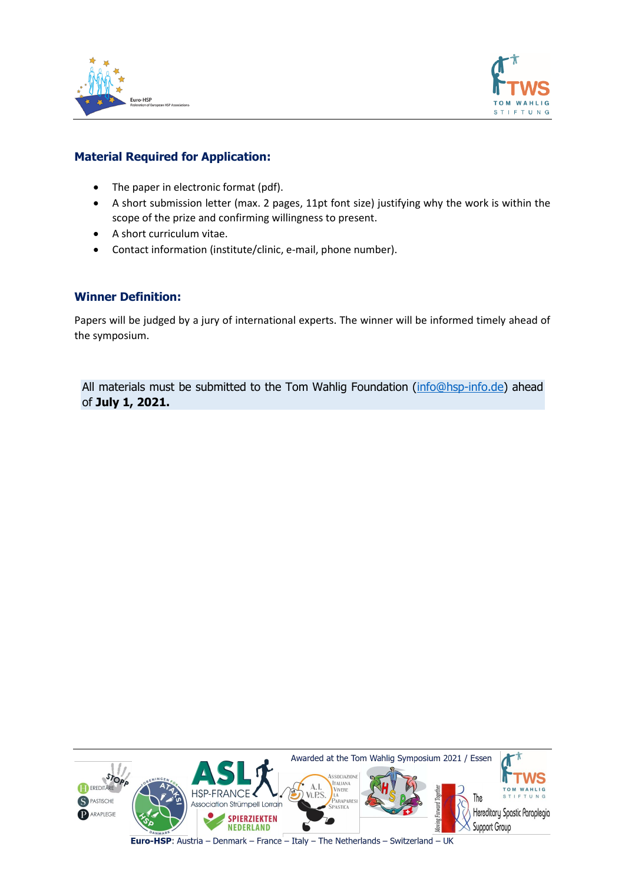## Material Required for Application:

- The paper in electronic format (pdf).
- A short submission letter (max. 2 pages, 11pt font size) justifying why the work is within the scope of the prize and confirming willingness to present.
- A short curriculum vitae.
- Contact information (institute/clinic, e-mail, phone number).

## Winner Definition:

Papers will be judged by a jury of international experts. The winner will be informed timely ahead of the symposium.

All materials must be submitted to the Tom Wahlig Foundation (info@hsp-info.de) ahead of **July 1, 2021.**